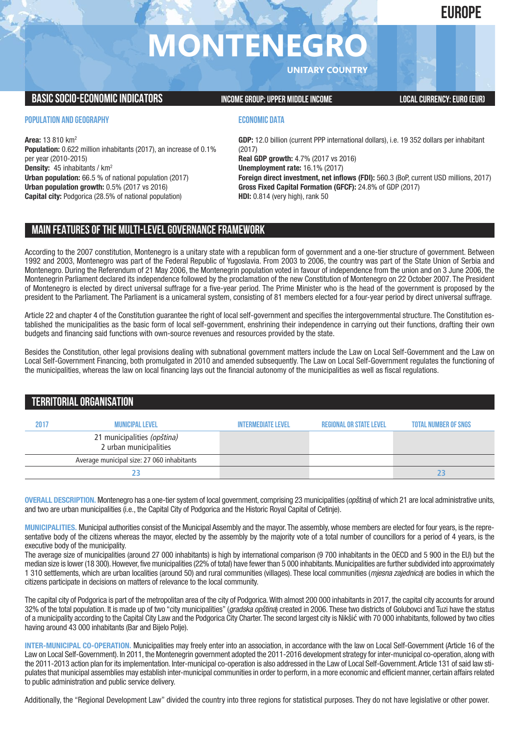# MONTENEGRO

EUROPE

UNITARY COUNTRY

## BASIC SOCIO-ECONOMIC INDICATORS

INCOME GROUP: UPPER MIDDLE INCOME

LOCAL CURRENCY: EURO (EUR)

### POPULATION AND GEOGRAPHY

**Area:** 13 810 km²
**Population:** 0.622 million inhabitants (2017), an increase of 0.1% per year (2010-2015)
**Density:** 45 inhabitants / km²
**Urban population:** 66.5 % of national population (2017)
**Urban population growth:** 0.5% (2017 vs 2016)
**Capital city:** Podgorica (28.5% of national population)

### ECONOMIC DATA

**GDP:** 12.0 billion (current PPP international dollars), i.e. 19 352 dollars per inhabitant (2017)
**Real GDP growth:** 4.7% (2017 vs 2016)
**Unemployment rate:** 16.1% (2017)
**Foreign direct investment, net inflows (FDI):** 560.3 (BoP, current USD millions, 2017)
**Gross Fixed Capital Formation (GFCF):** 24.8% of GDP (2017)
**HDI:** 0.814 (very high), rank 50

## MAIN FEATURES OF THE MULTI-LEVEL GOVERNANCE FRAMEWORK

According to the 2007 constitution, Montenegro is a unitary state with a republican form of government and a one-tier structure of government. Between 1992 and 2003, Montenegro was part of the Federal Republic of Yugoslavia. From 2003 to 2006, the country was part of the State Union of Serbia and Montenegro. During the Referendum of 21 May 2006, the Montenegrin population voted in favour of independence from the union and on 3 June 2006, the Montenegrin Parliament declared its independence followed by the proclamation of the new Constitution of Montenegro on 22 October 2007. The President of Montenegro is elected by direct universal suffrage for a five-year period. The Prime Minister who is the head of the government is proposed by the president to the Parliament. The Parliament is a unicameral system, consisting of 81 members elected for a four-year period by direct universal suffrage.

Article 22 and chapter 4 of the Constitution guarantee the right of local self-government and specifies the intergovernmental structure. The Constitution established the municipalities as the basic form of local self-government, enshrining their independence in carrying out their functions, drafting their own budgets and financing said functions with own-source revenues and resources provided by the state.

Besides the Constitution, other legal provisions dealing with subnational government matters include the Law on Local Self-Government and the Law on Local Self-Government Financing, both promulgated in 2010 and amended subsequently. The Law on Local Self-Government regulates the functioning of the municipalities, whereas the law on local financing lays out the financial autonomy of the municipalities as well as fiscal regulations.

## TERRITORIAL ORGANISATION

| 2017 | MUNICIPAL LEVEL | INTERMEDIATE LEVEL | REGIONAL OR STATE LEVEL | TOTAL NUMBER OF SNGS |
|---|---|---|---|---|
| | 21 municipalities *(opština)*<br>2 urban municipalities | | | |
| | Average municipal size: 27 060 inhabitants | | | |
| | 23 | | | 23 |

**OVERALL DESCRIPTION.** Montenegro has a one-tier system of local government, comprising 23 municipalities (*opština*) of which 21 are local administrative units, and two are urban municipalities (i.e., the Capital City of Podgorica and the Historic Royal Capital of Cetinje).

**MUNICIPALITIES.** Municipal authorities consist of the Municipal Assembly and the mayor. The assembly, whose members are elected for four years, is the representative body of the citizens whereas the mayor, elected by the assembly by the majority vote of a total number of councillors for a period of 4 years, is the executive body of the municipality.
The average size of municipalities (around 27 000 inhabitants) is high by international comparison (9 700 inhabitants in the OECD and 5 900 in the EU) but the median size is lower (18 300). However, five municipalities (22% of total) have fewer than 5 000 inhabitants. Municipalities are further subdivided into approximately 1 310 settlements, which are urban localities (around 50) and rural communities (villages). These local communities (*mjesna zajednica*) are bodies in which the citizens participate in decisions on matters of relevance to the local community.

The capital city of Podgorica is part of the metropolitan area of the city of Podgorica. With almost 200 000 inhabitants in 2017, the capital city accounts for around 32% of the total population. It is made up of two "city municipalities" (*gradska opština*) created in 2006. These two districts of Golubovci and Tuzi have the status of a municipality according to the Capital City Law and the Podgorica City Charter. The second largest city is Nikšić with 70 000 inhabitants, followed by two cities having around 43 000 inhabitants (Bar and Bijelo Polje).

**INTER-MUNICIPAL CO-OPERATION.** Municipalities may freely enter into an association, in accordance with the law on Local Self-Government (Article 16 of the Law on Local Self-Government). In 2011, the Montenegrin government adopted the 2011-2016 development strategy for inter-municipal co-operation, along with the 2011-2013 action plan for its implementation. Inter-municipal co-operation is also addressed in the Law of Local Self-Government. Article 131 of said law stipulates that municipal assemblies may establish inter-municipal communities in order to perform, in a more economic and efficient manner, certain affairs related to public administration and public service delivery.

Additionally, the "Regional Development Law" divided the country into three regions for statistical purposes. They do not have legislative or other power.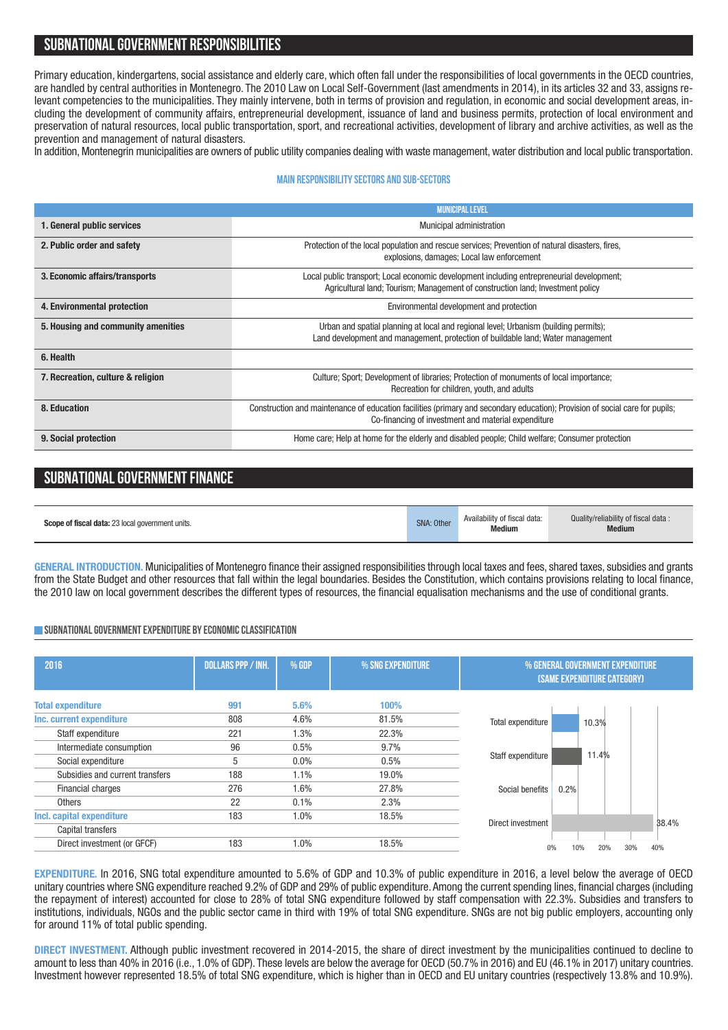## SUBNATIONAL GOVERNMENT RESPONSIBILITIES

Primary education, kindergartens, social assistance and elderly care, which often fall under the responsibilities of local governments in the OECD countries, are handled by central authorities in Montenegro. The 2010 Law on Local Self-Government (last amendments in 2014), in its articles 32 and 33, assigns relevant competencies to the municipalities. They mainly intervene, both in terms of provision and regulation, in economic and social development areas, including the development of community affairs, entrepreneurial development, issuance of land and business permits, protection of local environment and preservation of natural resources, local public transportation, sport, and recreational activities, development of library and archive activities, as well as the prevention and management of natural disasters.
In addition, Montenegrin municipalities are owners of public utility companies dealing with waste management, water distribution and local public transportation.

### MAIN RESPONSIBILITY SECTORS AND SUB-SECTORS

| | MUNICIPAL LEVEL |
|---|---|
| **1. General public services** | Municipal administration |
| **2. Public order and safety** | Protection of the local population and rescue services; Prevention of natural disasters, fires, explosions, damages; Local law enforcement |
| **3. Economic affairs/transports** | Local public transport; Local economic development including entrepreneurial development; Agricultural land; Tourism; Management of construction land; Investment policy |
| **4. Environmental protection** | Environmental development and protection |
| **5. Housing and community amenities** | Urban and spatial planning at local and regional level; Urbanism (building permits); Land development and management, protection of buildable land; Water management |
| **6. Health** | |
| **7. Recreation, culture & religion** | Culture; Sport; Development of libraries; Protection of monuments of local importance; Recreation for children, youth, and adults |
| **8. Education** | Construction and maintenance of education facilities (primary and secondary education); Provision of social care for pupils; Co-financing of investment and material expenditure |
| **9. Social protection** | Home care; Help at home for the elderly and disabled people; Child welfare; Consumer protection |

## SUBNATIONAL GOVERNMENT FINANCE

| **Scope of fiscal data:** 23 local government units. | SNA: Other | Availability of fiscal data: **Medium** | Quality/reliability of fiscal data : **Medium** |
|---|---|---|---|

**GENERAL INTRODUCTION.** Municipalities of Montenegro finance their assigned responsibilities through local taxes and fees, shared taxes, subsidies and grants from the State Budget and other resources that fall within the legal boundaries. Besides the Constitution, which contains provisions relating to local finance, the 2010 law on local government describes the different types of resources, the financial equalisation mechanisms and the use of conditional grants.

### SUBNATIONAL GOVERNMENT EXPENDITURE BY ECONOMIC CLASSIFICATION

| 2016 | DOLLARS PPP / INH. | % GDP | % SNG EXPENDITURE |
|---|---|---|---|
| **Total expenditure** | **991** | **5.6%** | **100%** |
| **Inc. current expenditure** | 808 | 4.6% | 81.5% |
| Staff expenditure | 221 | 1.3% | 22.3% |
| Intermediate consumption | 96 | 0.5% | 9.7% |
| Social expenditure | 5 | 0.0% | 0.5% |
| Subsidies and current transfers | 188 | 1.1% | 19.0% |
| Financial charges | 276 | 1.6% | 27.8% |
| Others | 22 | 0.1% | 2.3% |
| **Incl. capital expenditure** | 183 | 1.0% | 18.5% |
| Capital transfers | | | |
| Direct investment (or GFCF) | 183 | 1.0% | 18.5% |

% GENERAL GOVERNMENT EXPENDITURE (SAME EXPENDITURE CATEGORY)

| Category | % |
|---|---|
| Total expenditure | 10.3% |
| Staff expenditure | 11.4% |
| Social benefits | 0.2% |
| Direct investment | 38.4% |

**EXPENDITURE.** In 2016, SNG total expenditure amounted to 5.6% of GDP and 10.3% of public expenditure in 2016, a level below the average of OECD unitary countries where SNG expenditure reached 9.2% of GDP and 29% of public expenditure. Among the current spending lines, financial charges (including the repayment of interest) accounted for close to 28% of total SNG expenditure followed by staff compensation with 22.3%. Subsidies and transfers to institutions, individuals, NGOs and the public sector came in third with 19% of total SNG expenditure. SNGs are not big public employers, accounting only for around 11% of total public spending.

**DIRECT INVESTMENT.** Although public investment recovered in 2014-2015, the share of direct investment by the municipalities continued to decline to amount to less than 40% in 2016 (i.e., 1.0% of GDP). These levels are below the average for OECD (50.7% in 2016) and EU (46.1% in 2017) unitary countries. Investment however represented 18.5% of total SNG expenditure, which is higher than in OECD and EU unitary countries (respectively 13.8% and 10.9%).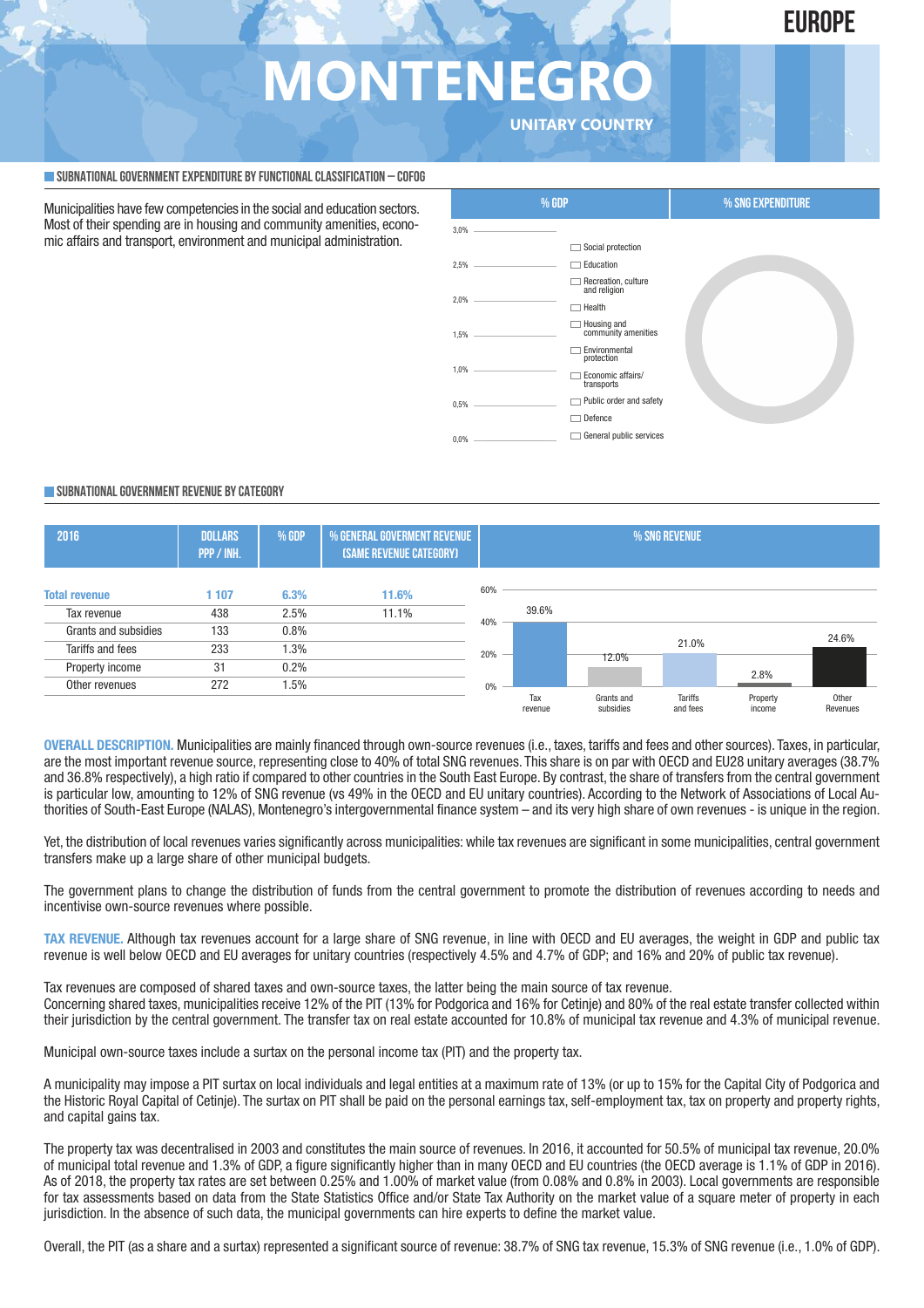EUROPE

# MONTENEGRO

UNITARY COUNTRY

## SUBNATIONAL GOVERNMENT EXPENDITURE BY FUNCTIONAL CLASSIFICATION – COFOG

Municipalities have few competencies in the social and education sectors. Most of their spending are in housing and community amenities, economic affairs and transport, environment and municipal administration.

## SUBNATIONAL GOVERNMENT REVENUE BY CATEGORY

| 2016 | DOLLARS PPP / INH. | % GDP | % GENERAL GOVERMENT REVENUE (SAME REVENUE CATEGORY) | % SNG REVENUE |
|---|---|---|---|---|
| **Total revenue** | **1 107** | **6.3%** | **11.6%** | |
| Tax revenue | 438 | 2.5% | 11.1% | 39.6% |
| Grants and subsidies | 133 | 0.8% | | 12.0% |
| Tariffs and fees | 233 | 1.3% | | 21.0% |
| Property income | 31 | 0.2% | | 2.8% |
| Other revenues | 272 | 1.5% | | 24.6% |

**OVERALL DESCRIPTION.** Municipalities are mainly financed through own-source revenues (i.e., taxes, tariffs and fees and other sources). Taxes, in particular, are the most important revenue source, representing close to 40% of total SNG revenues. This share is on par with OECD and EU28 unitary averages (38.7% and 36.8% respectively), a high ratio if compared to other countries in the South East Europe. By contrast, the share of transfers from the central government is particular low, amounting to 12% of SNG revenue (vs 49% in the OECD and EU unitary countries). According to the Network of Associations of Local Authorities of South-East Europe (NALAS), Montenegro's intergovernmental finance system – and its very high share of own revenues - is unique in the region.

Yet, the distribution of local revenues varies significantly across municipalities: while tax revenues are significant in some municipalities, central government transfers make up a large share of other municipal budgets.

The government plans to change the distribution of funds from the central government to promote the distribution of revenues according to needs and incentivise own-source revenues where possible.

**TAX REVENUE.** Although tax revenues account for a large share of SNG revenue, in line with OECD and EU averages, the weight in GDP and public tax revenue is well below OECD and EU averages for unitary countries (respectively 4.5% and 4.7% of GDP; and 16% and 20% of public tax revenue).

Tax revenues are composed of shared taxes and own-source taxes, the latter being the main source of tax revenue.
Concerning shared taxes, municipalities receive 12% of the PIT (13% for Podgorica and 16% for Cetinje) and 80% of the real estate transfer collected within their jurisdiction by the central government. The transfer tax on real estate accounted for 10.8% of municipal tax revenue and 4.3% of municipal revenue.

Municipal own-source taxes include a surtax on the personal income tax (PIT) and the property tax.

A municipality may impose a PIT surtax on local individuals and legal entities at a maximum rate of 13% (or up to 15% for the Capital City of Podgorica and the Historic Royal Capital of Cetinje). The surtax on PIT shall be paid on the personal earnings tax, self-employment tax, tax on property and property rights, and capital gains tax.

The property tax was decentralised in 2003 and constitutes the main source of revenues. In 2016, it accounted for 50.5% of municipal tax revenue, 20.0% of municipal total revenue and 1.3% of GDP, a figure significantly higher than in many OECD and EU countries (the OECD average is 1.1% of GDP in 2016). As of 2018, the property tax rates are set between 0.25% and 1.00% of market value (from 0.08% and 0.8% in 2003). Local governments are responsible for tax assessments based on data from the State Statistics Office and/or State Tax Authority on the market value of a square meter of property in each jurisdiction. In the absence of such data, the municipal governments can hire experts to define the market value.

Overall, the PIT (as a share and a surtax) represented a significant source of revenue: 38.7% of SNG tax revenue, 15.3% of SNG revenue (i.e., 1.0% of GDP).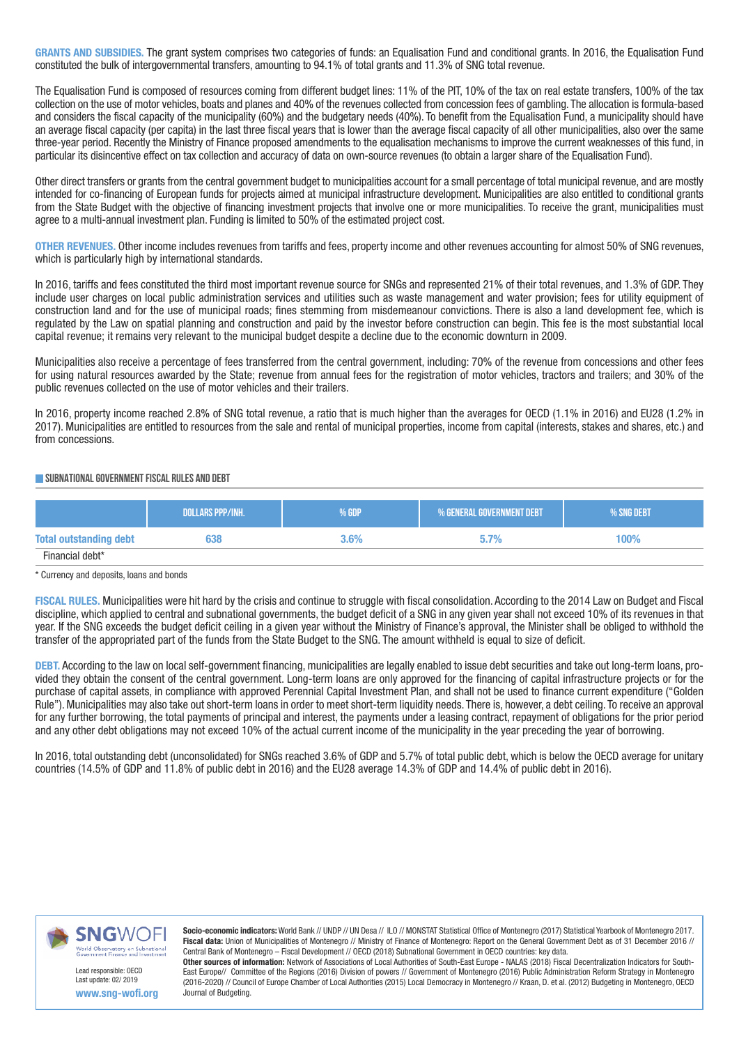**GRANTS AND SUBSIDIES.** The grant system comprises two categories of funds: an Equalisation Fund and conditional grants. In 2016, the Equalisation Fund constituted the bulk of intergovernmental transfers, amounting to 94.1% of total grants and 11.3% of SNG total revenue.

The Equalisation Fund is composed of resources coming from different budget lines: 11% of the PIT, 10% of the tax on real estate transfers, 100% of the tax collection on the use of motor vehicles, boats and planes and 40% of the revenues collected from concession fees of gambling. The allocation is formula-based and considers the fiscal capacity of the municipality (60%) and the budgetary needs (40%). To benefit from the Equalisation Fund, a municipality should have an average fiscal capacity (per capita) in the last three fiscal years that is lower than the average fiscal capacity of all other municipalities, also over the same three-year period. Recently the Ministry of Finance proposed amendments to the equalisation mechanisms to improve the current weaknesses of this fund, in particular its disincentive effect on tax collection and accuracy of data on own-source revenues (to obtain a larger share of the Equalisation Fund).

Other direct transfers or grants from the central government budget to municipalities account for a small percentage of total municipal revenue, and are mostly intended for co-financing of European funds for projects aimed at municipal infrastructure development. Municipalities are also entitled to conditional grants from the State Budget with the objective of financing investment projects that involve one or more municipalities. To receive the grant, municipalities must agree to a multi-annual investment plan. Funding is limited to 50% of the estimated project cost.

**OTHER REVENUES.** Other income includes revenues from tariffs and fees, property income and other revenues accounting for almost 50% of SNG revenues, which is particularly high by international standards.

In 2016, tariffs and fees constituted the third most important revenue source for SNGs and represented 21% of their total revenues, and 1.3% of GDP. They include user charges on local public administration services and utilities such as waste management and water provision; fees for utility equipment of construction land and for the use of municipal roads; fines stemming from misdemeanour convictions. There is also a land development fee, which is regulated by the Law on spatial planning and construction and paid by the investor before construction can begin. This fee is the most substantial local capital revenue; it remains very relevant to the municipal budget despite a decline due to the economic downturn in 2009.

Municipalities also receive a percentage of fees transferred from the central government, including: 70% of the revenue from concessions and other fees for using natural resources awarded by the State; revenue from annual fees for the registration of motor vehicles, tractors and trailers; and 30% of the public revenues collected on the use of motor vehicles and their trailers.

In 2016, property income reached 2.8% of SNG total revenue, a ratio that is much higher than the averages for OECD (1.1% in 2016) and EU28 (1.2% in 2017). Municipalities are entitled to resources from the sale and rental of municipal properties, income from capital (interests, stakes and shares, etc.) and from concessions.

## SUBNATIONAL GOVERNMENT FISCAL RULES AND DEBT

| | DOLLARS PPP/INH. | % GDP | % GENERAL GOVERNMENT DEBT | % SNG DEBT |
|---|---|---|---|---|
| **Total outstanding debt** | 638 | 3.6% | 5.7% | 100% |
| Financial debt* | | | | |

\* Currency and deposits, loans and bonds

**FISCAL RULES.** Municipalities were hit hard by the crisis and continue to struggle with fiscal consolidation. According to the 2014 Law on Budget and Fiscal discipline, which applied to central and subnational governments, the budget deficit of a SNG in any given year shall not exceed 10% of its revenues in that year. If the SNG exceeds the budget deficit ceiling in a given year without the Ministry of Finance's approval, the Minister shall be obliged to withhold the transfer of the appropriated part of the funds from the State Budget to the SNG. The amount withheld is equal to size of deficit.

**DEBT.** According to the law on local self-government financing, municipalities are legally enabled to issue debt securities and take out long-term loans, provided they obtain the consent of the central government. Long-term loans are only approved for the financing of capital infrastructure projects or for the purchase of capital assets, in compliance with approved Perennial Capital Investment Plan, and shall not be used to finance current expenditure ("Golden Rule"). Municipalities may also take out short-term loans in order to meet short-term liquidity needs. There is, however, a debt ceiling. To receive an approval for any further borrowing, the total payments of principal and interest, the payments under a leasing contract, repayment of obligations for the prior period and any other debt obligations may not exceed 10% of the actual current income of the municipality in the year preceding the year of borrowing.

In 2016, total outstanding debt (unconsolidated) for SNGs reached 3.6% of GDP and 5.7% of total public debt, which is below the OECD average for unitary countries (14.5% of GDP and 11.8% of public debt in 2016) and the EU28 average 14.3% of GDP and 14.4% of public debt in 2016).

SNGWOFI – World Observatory on Subnational Government Finance and Investment

Lead responsible: OECD
Last update: 02/ 2019
www.sng-wofi.org

**Socio-economic indicators:** World Bank // UNDP // UN Desa // ILO // MONSTAT Statistical Office of Montenegro (2017) Statistical Yearbook of Montenegro 2017. **Fiscal data:** Union of Municipalities of Montenegro // Ministry of Finance of Montenegro: Report on the General Government Debt as of 31 December 2016 // Central Bank of Montenegro – Fiscal Development // OECD (2018) Subnational Government in OECD countries: key data.
**Other sources of information:** Network of Associations of Local Authorities of South-East Europe - NALAS (2018) Fiscal Decentralization Indicators for South-East Europe// Committee of the Regions (2016) Division of powers // Government of Montenegro (2016) Public Administration Reform Strategy in Montenegro (2016-2020) // Council of Europe Chamber of Local Authorities (2015) Local Democracy in Montenegro // Kraan, D. et al. (2012) Budgeting in Montenegro, OECD Journal of Budgeting.